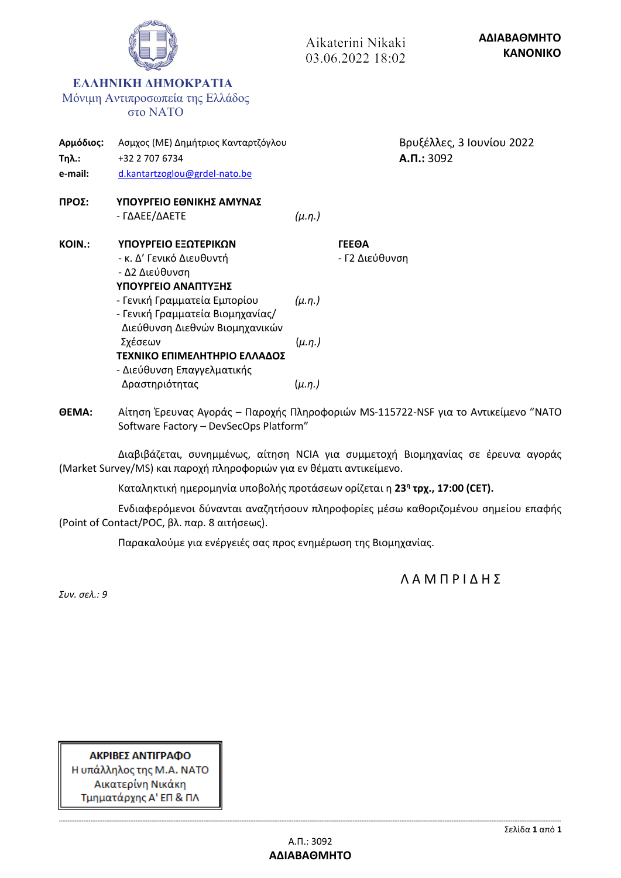**ΕΛΛΗΝΙΚΗ ΔΗΜΟΚΡΑΤΙΑ**
Μόνιμη Αντιπροσωπεία της Ελλάδος
στο ΝΑΤΟ

Aikaterini Nikaki
03.06.2022 18:02

**ΑΔΙΑΒΑΘΜΗΤΟ**
**ΚΑΝΟΝΙΚΟ**

**Αρμόδιος:** Ασμχος (ΜΕ) Δημήτριος Κανταρτζόγλου
**Τηλ.:** +32 2 707 6734
**e-mail:** d.kantartzoglou@grdel-nato.be

Βρυξέλλες, 3 Ιουνίου 2022
**Α.Π.:** 3092

**ΠΡΟΣ:** **ΥΠΟΥΡΓΕΙΟ ΕΘΝΙΚΗΣ ΑΜΥΝΑΣ**
- ΓΔΑΕΕ/ΔΑΕΤΕ *(μ.η.)*

**ΚΟΙΝ.:** **ΥΠΟΥΡΓΕΙΟ ΕΞΩΤΕΡΙΚΩΝ**
- κ. Δ' Γενικό Διευθυντή
- Δ2 Διεύθυνση

**ΥΠΟΥΡΓΕΙΟ ΑΝΑΠΤΥΞΗΣ**
- Γενική Γραμματεία Εμπορίου *(μ.η.)*
- Γενική Γραμματεία Βιομηχανίας/ Διεύθυνση Διεθνών Βιομηχανικών Σχέσεων *(μ.η.)*

**ΤΕΧΝΙΚΟ ΕΠΙΜΕΛΗΤΗΡΙΟ ΕΛΛΑΔΟΣ**
- Διεύθυνση Επαγγελματικής Δραστηριότητας *(μ.η.)*

**ΓΕΕΘΑ**
- Γ2 Διεύθυνση

**ΘΕΜΑ:** Αίτηση Έρευνας Αγοράς – Παροχής Πληροφοριών MS-115722-NSF για το Αντικείμενο "NATO Software Factory – DevSecOps Platform"

Διαβιβάζεται, συνημμένως, αίτηση NCIA για συμμετοχή Βιομηχανίας σε έρευνα αγοράς (Market Survey/MS) και παροχή πληροφοριών για εν θέματι αντικείμενο.

Καταληκτική ημερομηνία υποβολής προτάσεων ορίζεται η **23η τρχ., 17:00 (CET).**

Ενδιαφερόμενοι δύνανται αναζητήσουν πληροφορίες μέσω καθοριζομένου σημείου επαφής (Point of Contact/POC, βλ. παρ. 8 αιτήσεως).

Παρακαλούμε για ενέργειές σας προς ενημέρωση της Βιομηχανίας.

Λ Α Μ Π Ρ Ι Δ Η Σ

*Συν. σελ.: 9*

**ΑΚΡΙΒΕΣ ΑΝΤΙΓΡΑΦΟ**
Η υπάλληλος της Μ.Α. ΝΑΤΟ
Αικατερίνη Νικάκη
Τμηματάρχης Α' ΕΠ & ΠΛ

Α.Π.: 3092
**ΑΔΙΑΒΑΘΜΗΤΟ**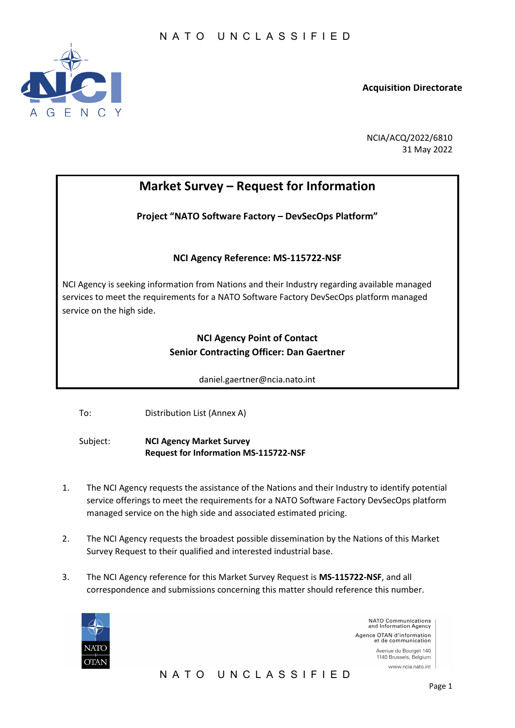Acquisition Directorate

NCIA/ACQ/2022/6810
31 May 2022

# Market Survey – Request for Information

**Project "NATO Software Factory – DevSecOps Platform"**

**NCI Agency Reference: MS-115722-NSF**

NCI Agency is seeking information from Nations and their Industry regarding available managed services to meet the requirements for a NATO Software Factory DevSecOps platform managed service on the high side.

**NCI Agency Point of Contact**
**Senior Contracting Officer: Dan Gaertner**

daniel.gaertner@ncia.nato.int

To: Distribution List (Annex A)

Subject: **NCI Agency Market Survey**
**Request for Information MS-115722-NSF**

1. The NCI Agency requests the assistance of the Nations and their Industry to identify potential service offerings to meet the requirements for a NATO Software Factory DevSecOps platform managed service on the high side and associated estimated pricing.

2. The NCI Agency requests the broadest possible dissemination by the Nations of this Market Survey Request to their qualified and interested industrial base.

3. The NCI Agency reference for this Market Survey Request is **MS-115722-NSF**, and all correspondence and submissions concerning this matter should reference this number.

NATO Communications and Information Agency
Agence OTAN d'information et de communication
Avenue du Bourget 140
1140 Brussels, Belgium
www.ncia.nato.int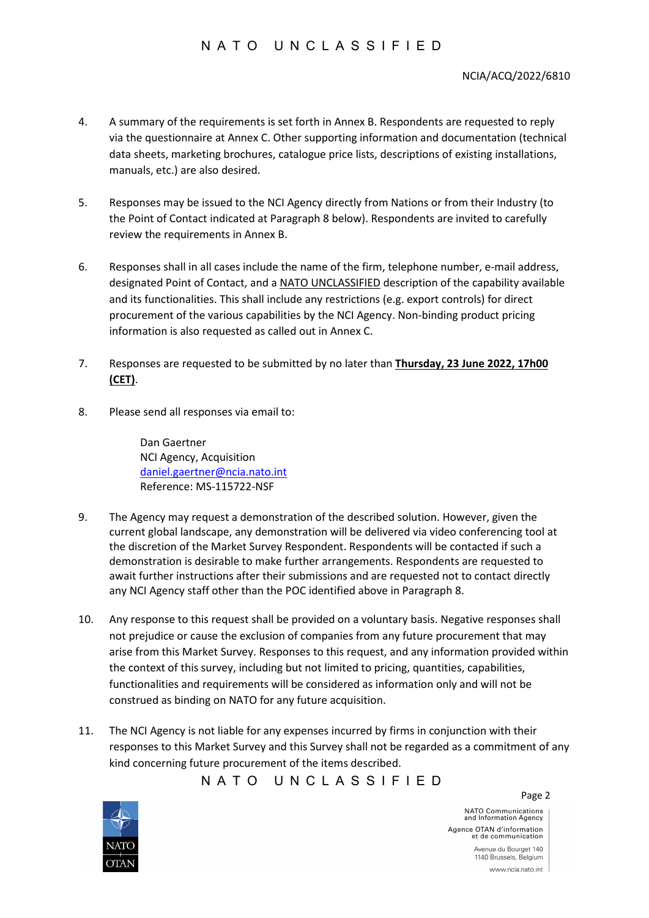4. A summary of the requirements is set forth in Annex B. Respondents are requested to reply via the questionnaire at Annex C. Other supporting information and documentation (technical data sheets, marketing brochures, catalogue price lists, descriptions of existing installations, manuals, etc.) are also desired.

5. Responses may be issued to the NCI Agency directly from Nations or from their Industry (to the Point of Contact indicated at Paragraph 8 below). Respondents are invited to carefully review the requirements in Annex B.

6. Responses shall in all cases include the name of the firm, telephone number, e-mail address, designated Point of Contact, and a NATO UNCLASSIFIED description of the capability available and its functionalities. This shall include any restrictions (e.g. export controls) for direct procurement of the various capabilities by the NCI Agency. Non-binding product pricing information is also requested as called out in Annex C.

7. Responses are requested to be submitted by no later than **Thursday, 23 June 2022, 17h00 (CET)**.

8. Please send all responses via email to:

   Dan Gaertner
   NCI Agency, Acquisition
   daniel.gaertner@ncia.nato.int
   Reference: MS-115722-NSF

9. The Agency may request a demonstration of the described solution. However, given the current global landscape, any demonstration will be delivered via video conferencing tool at the discretion of the Market Survey Respondent. Respondents will be contacted if such a demonstration is desirable to make further arrangements. Respondents are requested to await further instructions after their submissions and are requested not to contact directly any NCI Agency staff other than the POC identified above in Paragraph 8.

10. Any response to this request shall be provided on a voluntary basis. Negative responses shall not prejudice or cause the exclusion of companies from any future procurement that may arise from this Market Survey. Responses to this request, and any information provided within the context of this survey, including but not limited to pricing, quantities, capabilities, functionalities and requirements will be considered as information only and will not be construed as binding on NATO for any future acquisition.

11. The NCI Agency is not liable for any expenses incurred by firms in conjunction with their responses to this Market Survey and this Survey shall not be regarded as a commitment of any kind concerning future procurement of the items described.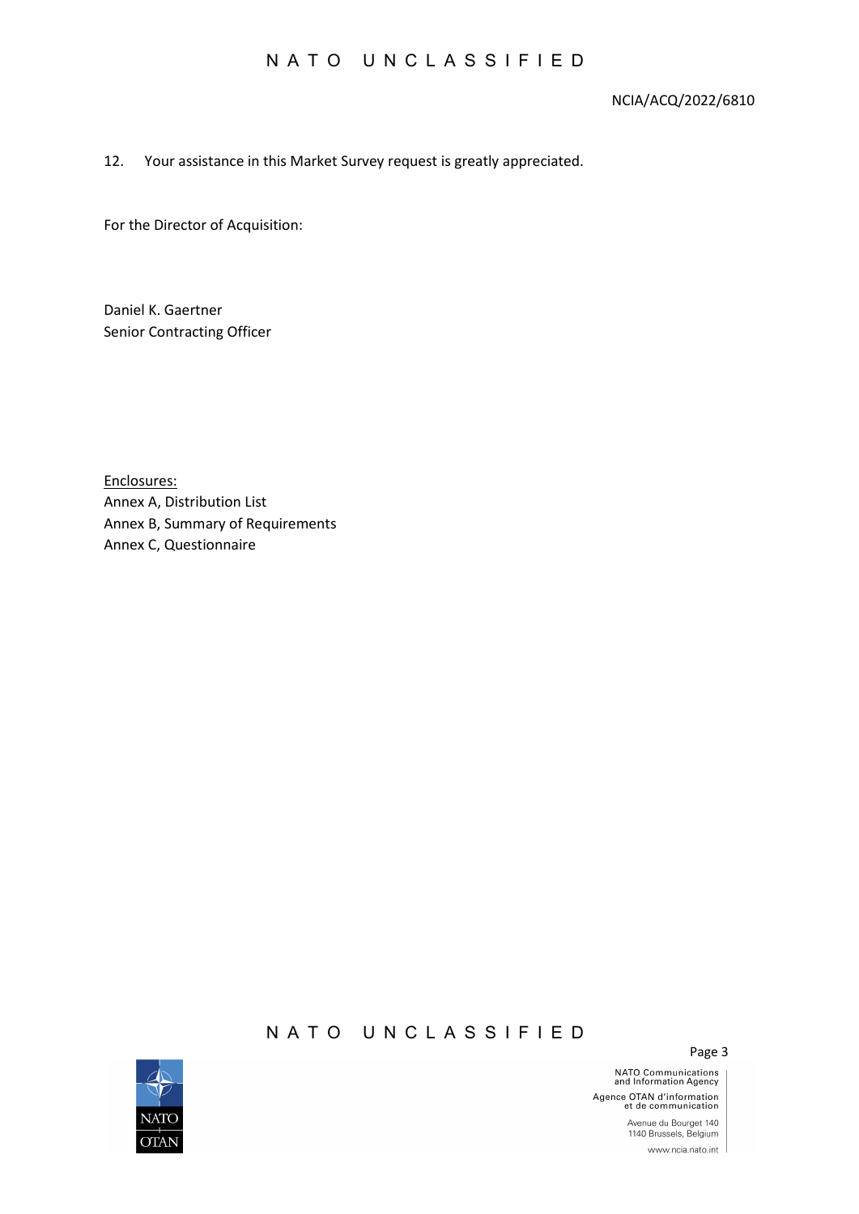12. Your assistance in this Market Survey request is greatly appreciated.

For the Director of Acquisition:

Daniel K. Gaertner
Senior Contracting Officer

Enclosures:
Annex A, Distribution List
Annex B, Summary of Requirements
Annex C, Questionnaire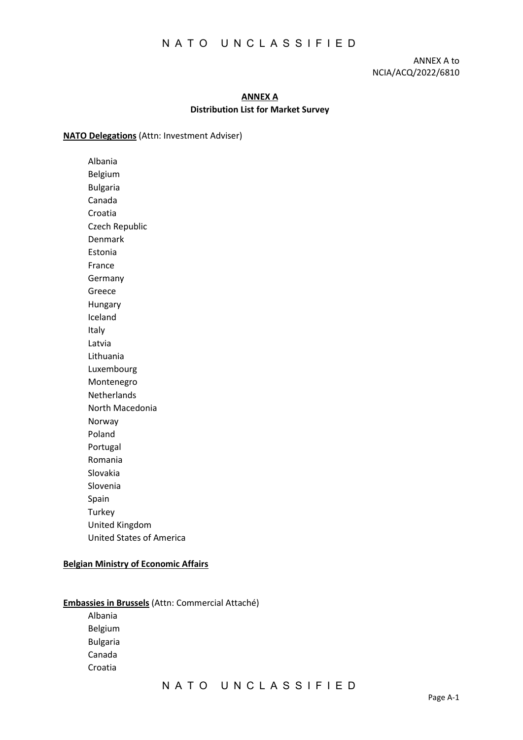ANNEX A to
NCIA/ACQ/2022/6810

## ANNEX A

### Distribution List for Market Survey

**NATO Delegations** (Attn: Investment Adviser)

Albania
Belgium
Bulgaria
Canada
Croatia
Czech Republic
Denmark
Estonia
France
Germany
Greece
Hungary
Iceland
Italy
Latvia
Lithuania
Luxembourg
Montenegro
Netherlands
North Macedonia
Norway
Poland
Portugal
Romania
Slovakia
Slovenia
Spain
Turkey
United Kingdom
United States of America

**Belgian Ministry of Economic Affairs**

**Embassies in Brussels** (Attn: Commercial Attaché)

Albania
Belgium
Bulgaria
Canada
Croatia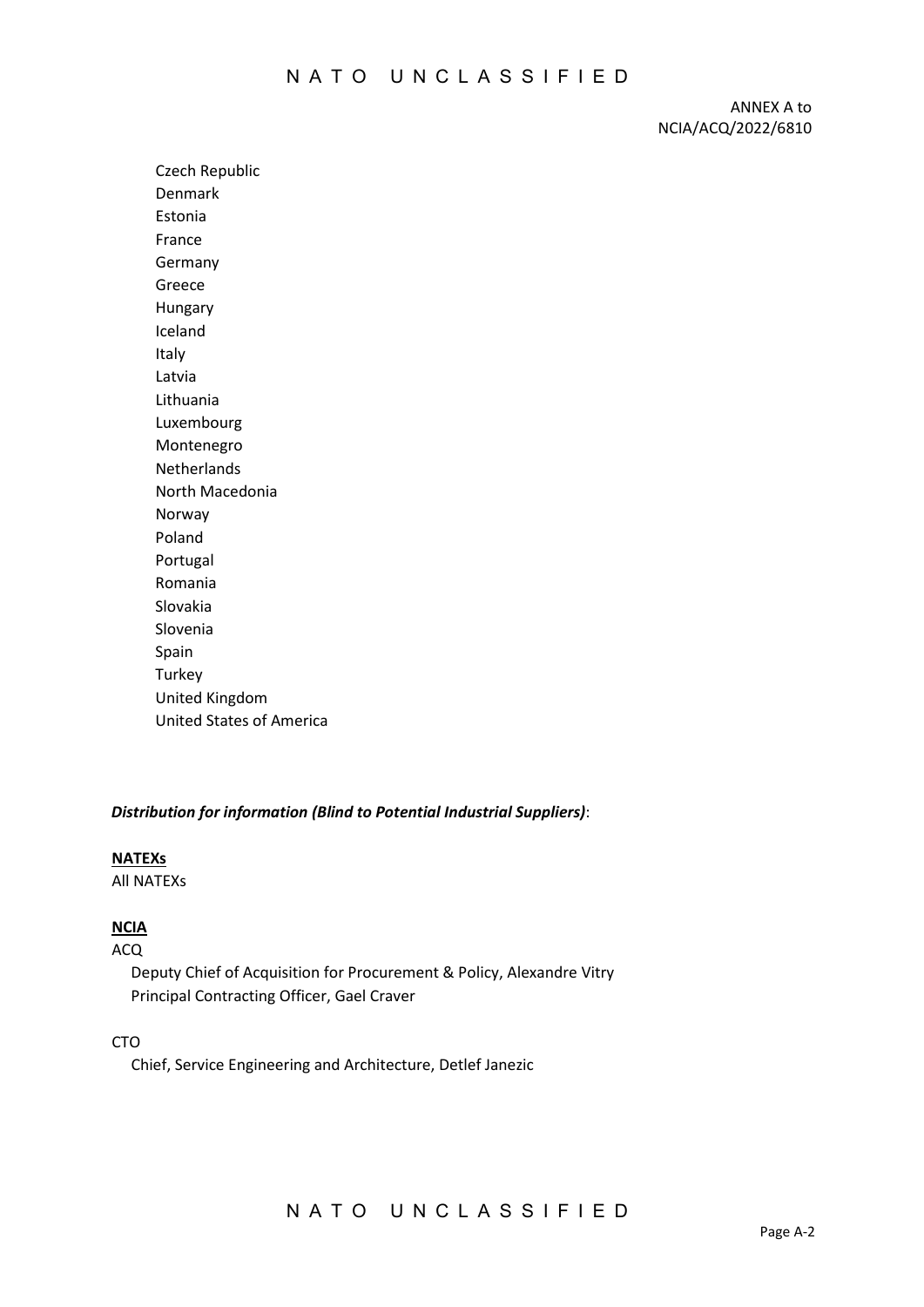ANNEX A to
NCIA/ACQ/2022/6810

Czech Republic
Denmark
Estonia
France
Germany
Greece
Hungary
Iceland
Italy
Latvia
Lithuania
Luxembourg
Montenegro
Netherlands
North Macedonia
Norway
Poland
Portugal
Romania
Slovakia
Slovenia
Spain
Turkey
United Kingdom
United States of America

***Distribution for information (Blind to Potential Industrial Suppliers)***:

**NATEXs**
All NATEXs

**NCIA**
ACQ
Deputy Chief of Acquisition for Procurement & Policy, Alexandre Vitry
Principal Contracting Officer, Gael Craver

CTO
Chief, Service Engineering and Architecture, Detlef Janezic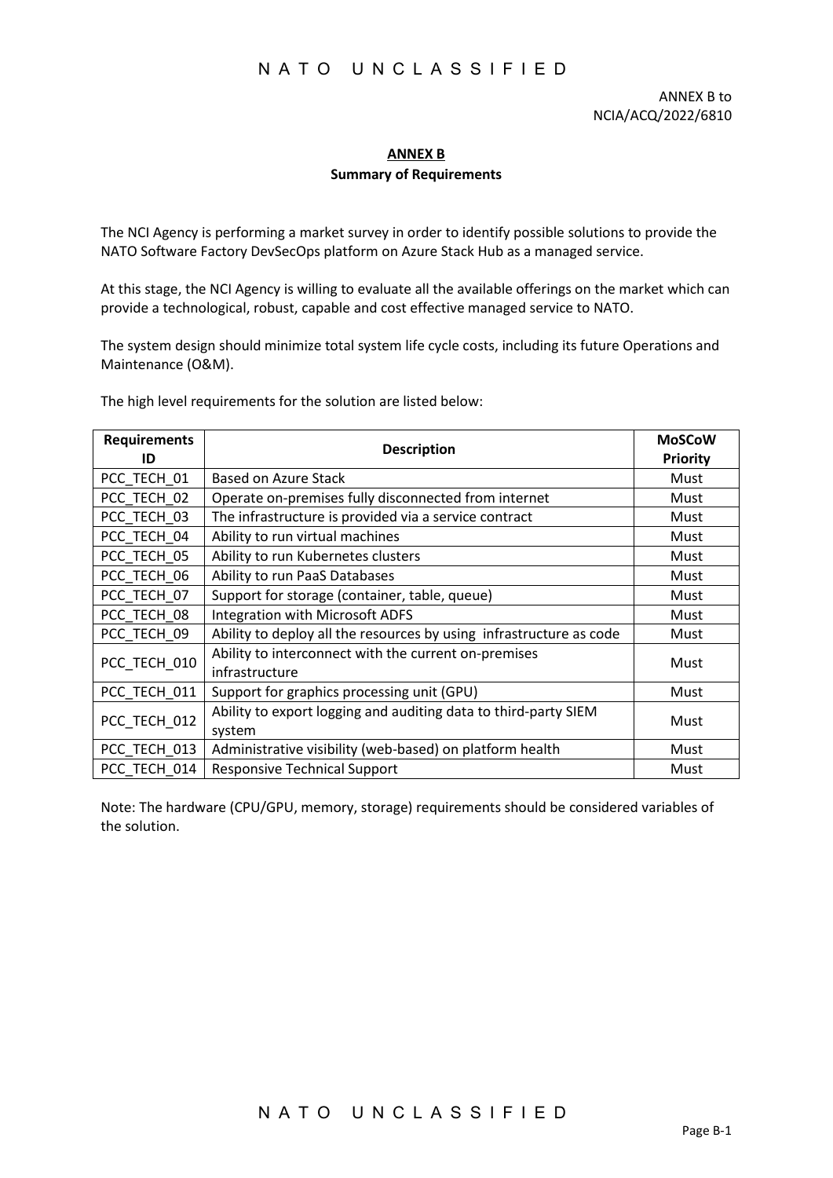ANNEX B to
NCIA/ACQ/2022/6810

## ANNEX B

**Summary of Requirements**

The NCI Agency is performing a market survey in order to identify possible solutions to provide the NATO Software Factory DevSecOps platform on Azure Stack Hub as a managed service.

At this stage, the NCI Agency is willing to evaluate all the available offerings on the market which can provide a technological, robust, capable and cost effective managed service to NATO.

The system design should minimize total system life cycle costs, including its future Operations and Maintenance (O&M).

The high level requirements for the solution are listed below:

| Requirements ID | Description | MoSCoW Priority |
|---|---|---|
| PCC_TECH_01 | Based on Azure Stack | Must |
| PCC_TECH_02 | Operate on-premises fully disconnected from internet | Must |
| PCC_TECH_03 | The infrastructure is provided via a service contract | Must |
| PCC_TECH_04 | Ability to run virtual machines | Must |
| PCC_TECH_05 | Ability to run Kubernetes clusters | Must |
| PCC_TECH_06 | Ability to run PaaS Databases | Must |
| PCC_TECH_07 | Support for storage (container, table, queue) | Must |
| PCC_TECH_08 | Integration with Microsoft ADFS | Must |
| PCC_TECH_09 | Ability to deploy all the resources by using infrastructure as code | Must |
| PCC_TECH_010 | Ability to interconnect with the current on-premises infrastructure | Must |
| PCC_TECH_011 | Support for graphics processing unit (GPU) | Must |
| PCC_TECH_012 | Ability to export logging and auditing data to third-party SIEM system | Must |
| PCC_TECH_013 | Administrative visibility (web-based) on platform health | Must |
| PCC_TECH_014 | Responsive Technical Support | Must |

Note: The hardware (CPU/GPU, memory, storage) requirements should be considered variables of the solution.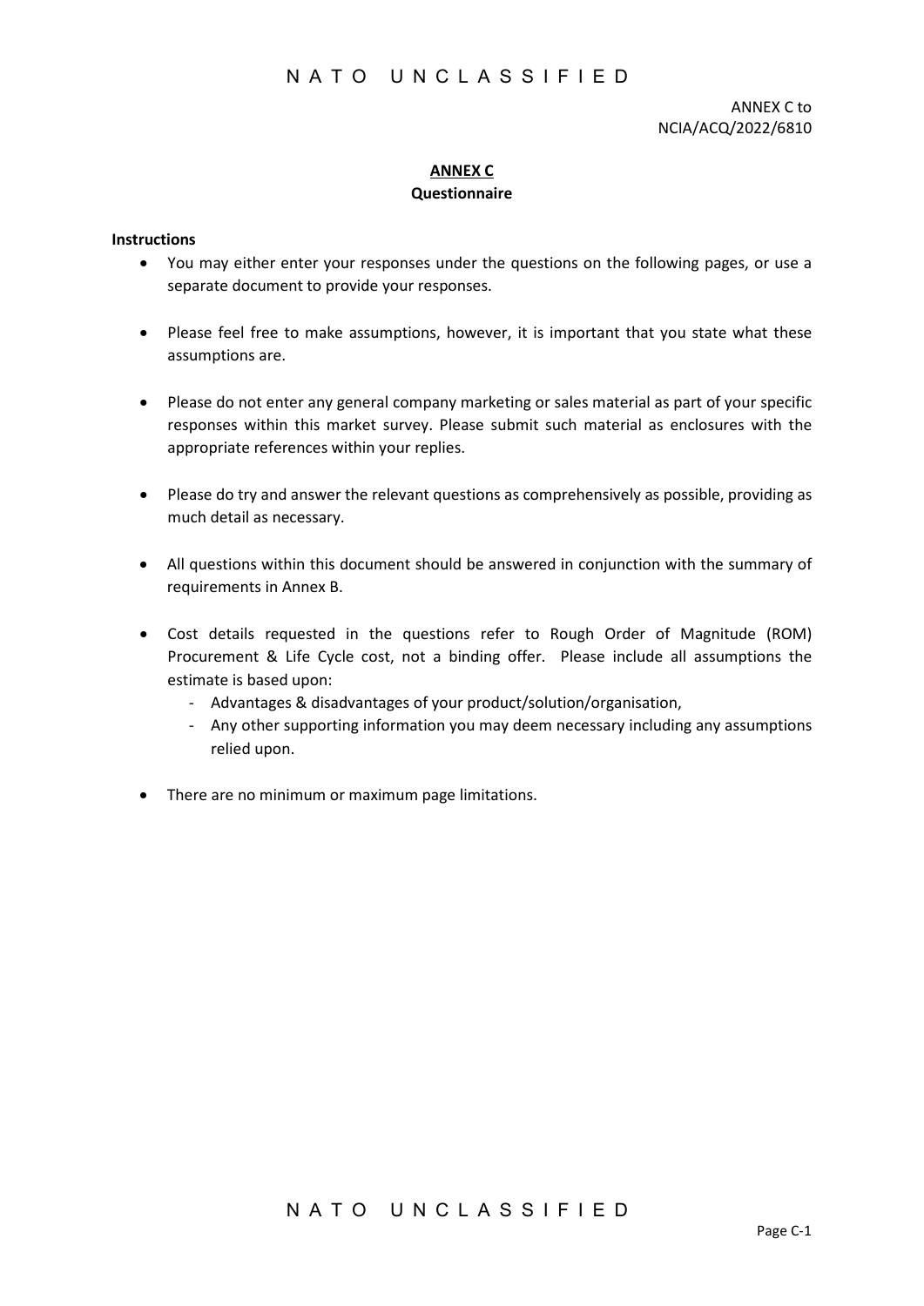ANNEX C to
NCIA/ACQ/2022/6810

# ANNEX C

## Questionnaire

**Instructions**

- You may either enter your responses under the questions on the following pages, or use a separate document to provide your responses.
- Please feel free to make assumptions, however, it is important that you state what these assumptions are.
- Please do not enter any general company marketing or sales material as part of your specific responses within this market survey. Please submit such material as enclosures with the appropriate references within your replies.
- Please do try and answer the relevant questions as comprehensively as possible, providing as much detail as necessary.
- All questions within this document should be answered in conjunction with the summary of requirements in Annex B.
- Cost details requested in the questions refer to Rough Order of Magnitude (ROM) Procurement & Life Cycle cost, not a binding offer. Please include all assumptions the estimate is based upon:
  - Advantages & disadvantages of your product/solution/organisation,
  - Any other supporting information you may deem necessary including any assumptions relied upon.
- There are no minimum or maximum page limitations.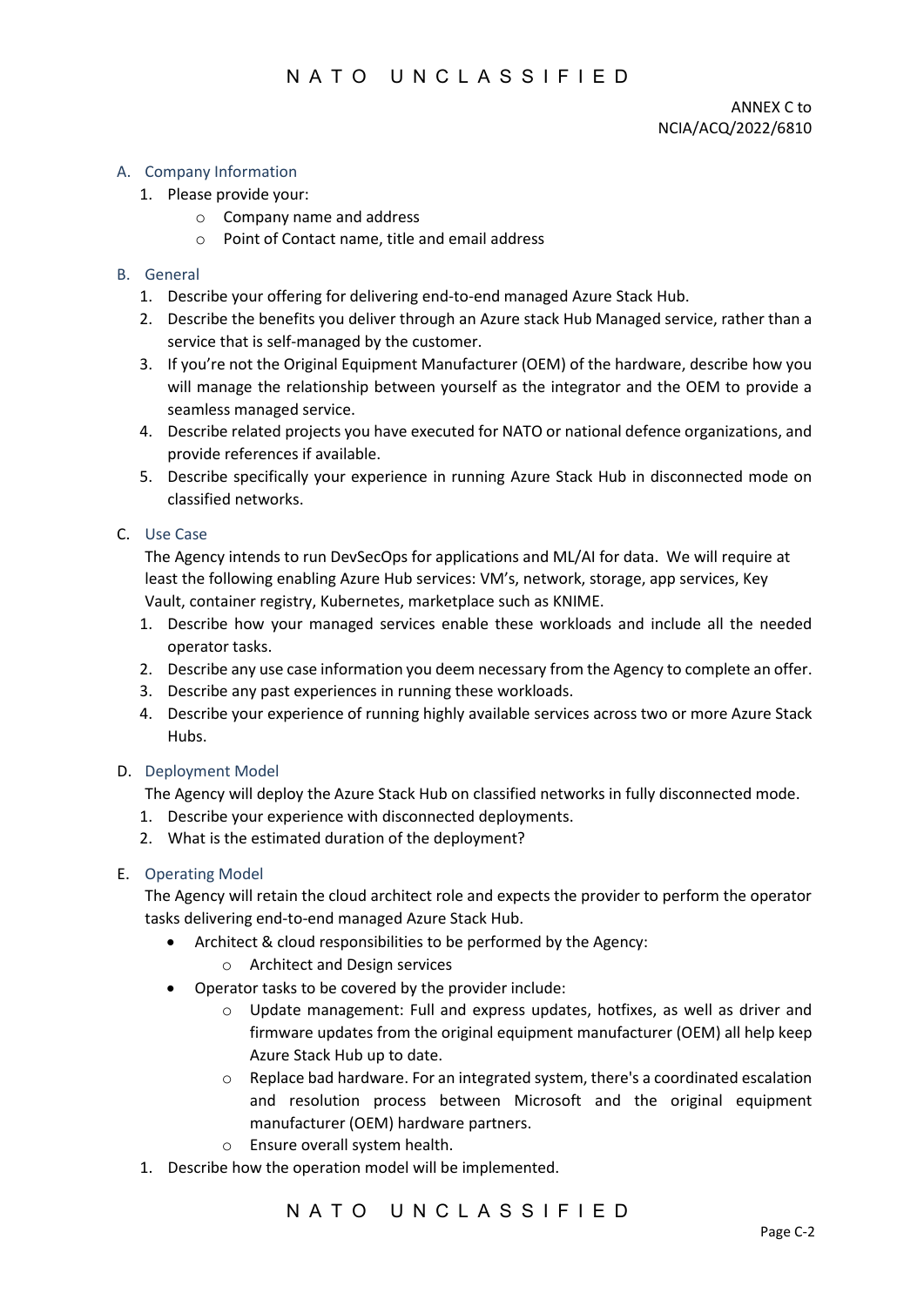ANNEX C to
NCIA/ACQ/2022/6810

## A. Company Information

1. Please provide your:
   - Company name and address
   - Point of Contact name, title and email address

## B. General

1. Describe your offering for delivering end-to-end managed Azure Stack Hub.
2. Describe the benefits you deliver through an Azure stack Hub Managed service, rather than a service that is self-managed by the customer.
3. If you're not the Original Equipment Manufacturer (OEM) of the hardware, describe how you will manage the relationship between yourself as the integrator and the OEM to provide a seamless managed service.
4. Describe related projects you have executed for NATO or national defence organizations, and provide references if available.
5. Describe specifically your experience in running Azure Stack Hub in disconnected mode on classified networks.

## C. Use Case

The Agency intends to run DevSecOps for applications and ML/AI for data. We will require at least the following enabling Azure Hub services: VM's, network, storage, app services, Key Vault, container registry, Kubernetes, marketplace such as KNIME.

1. Describe how your managed services enable these workloads and include all the needed operator tasks.
2. Describe any use case information you deem necessary from the Agency to complete an offer.
3. Describe any past experiences in running these workloads.
4. Describe your experience of running highly available services across two or more Azure Stack Hubs.

## D. Deployment Model

The Agency will deploy the Azure Stack Hub on classified networks in fully disconnected mode.

1. Describe your experience with disconnected deployments.
2. What is the estimated duration of the deployment?

## E. Operating Model

The Agency will retain the cloud architect role and expects the provider to perform the operator tasks delivering end-to-end managed Azure Stack Hub.

- Architect & cloud responsibilities to be performed by the Agency:
  - Architect and Design services
- Operator tasks to be covered by the provider include:
  - Update management: Full and express updates, hotfixes, as well as driver and firmware updates from the original equipment manufacturer (OEM) all help keep Azure Stack Hub up to date.
  - Replace bad hardware. For an integrated system, there's a coordinated escalation and resolution process between Microsoft and the original equipment manufacturer (OEM) hardware partners.
  - Ensure overall system health.

1. Describe how the operation model will be implemented.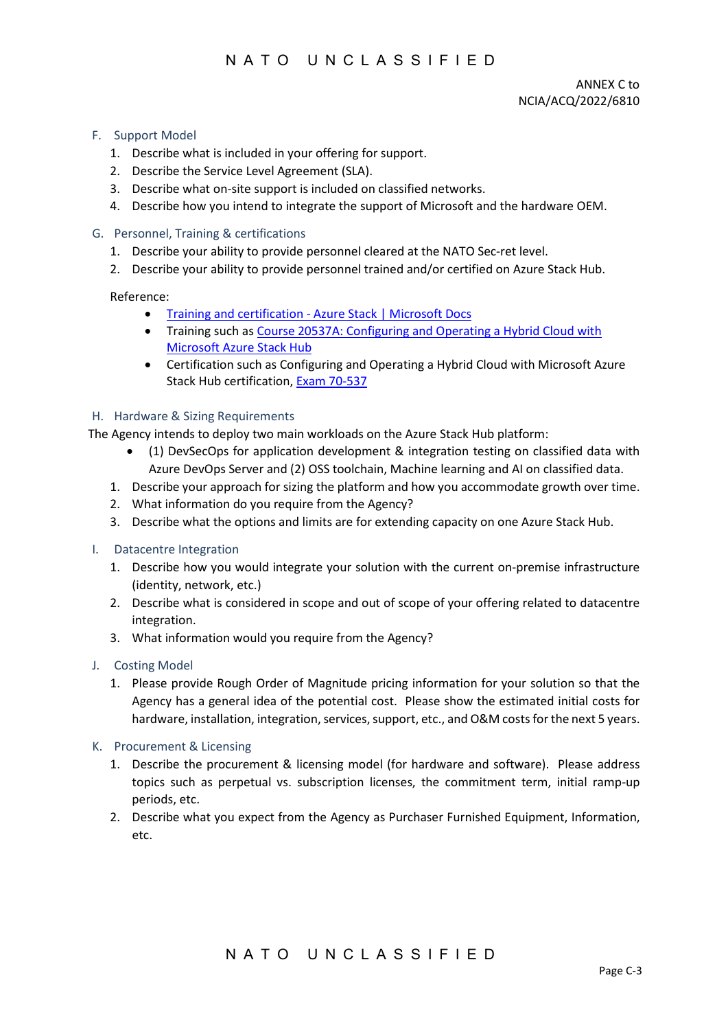ANNEX C to
NCIA/ACQ/2022/6810

## F. Support Model

1. Describe what is included in your offering for support.
2. Describe the Service Level Agreement (SLA).
3. Describe what on-site support is included on classified networks.
4. Describe how you intend to integrate the support of Microsoft and the hardware OEM.

## G. Personnel, Training & certifications

1. Describe your ability to provide personnel cleared at the NATO Sec-ret level.
2. Describe your ability to provide personnel trained and/or certified on Azure Stack Hub.

Reference:

- Training and certification - Azure Stack | Microsoft Docs
- Training such as Course 20537A: Configuring and Operating a Hybrid Cloud with Microsoft Azure Stack Hub
- Certification such as Configuring and Operating a Hybrid Cloud with Microsoft Azure Stack Hub certification, Exam 70-537

## H. Hardware & Sizing Requirements

The Agency intends to deploy two main workloads on the Azure Stack Hub platform:

- (1) DevSecOps for application development & integration testing on classified data with Azure DevOps Server and (2) OSS toolchain, Machine learning and AI on classified data.

1. Describe your approach for sizing the platform and how you accommodate growth over time.
2. What information do you require from the Agency?
3. Describe what the options and limits are for extending capacity on one Azure Stack Hub.

## I. Datacentre Integration

1. Describe how you would integrate your solution with the current on-premise infrastructure (identity, network, etc.)
2. Describe what is considered in scope and out of scope of your offering related to datacentre integration.
3. What information would you require from the Agency?

## J. Costing Model

1. Please provide Rough Order of Magnitude pricing information for your solution so that the Agency has a general idea of the potential cost. Please show the estimated initial costs for hardware, installation, integration, services, support, etc., and O&M costs for the next 5 years.

## K. Procurement & Licensing

1. Describe the procurement & licensing model (for hardware and software). Please address topics such as perpetual vs. subscription licenses, the commitment term, initial ramp-up periods, etc.
2. Describe what you expect from the Agency as Purchaser Furnished Equipment, Information, etc.